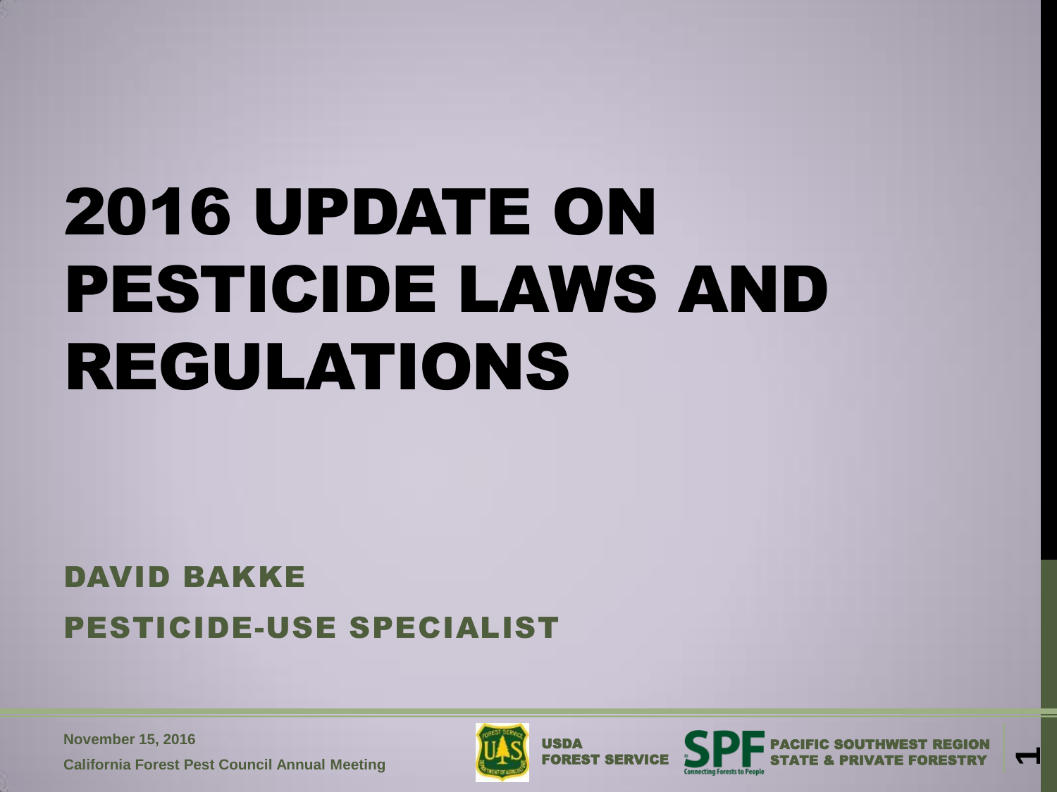# 2016 UPDATE ON PESTICIDE LAWS AND REGULATIONS

## DAVID BAKKE

## PESTICIDE-USE SPECIALIST

**November 15, 2016**

**California Forest Pest Council Annual Meeting**

USDA FOREST SERVICE

SPF PACIFIC SOUTHWEST REGION STATE & PRIVATE FORESTRY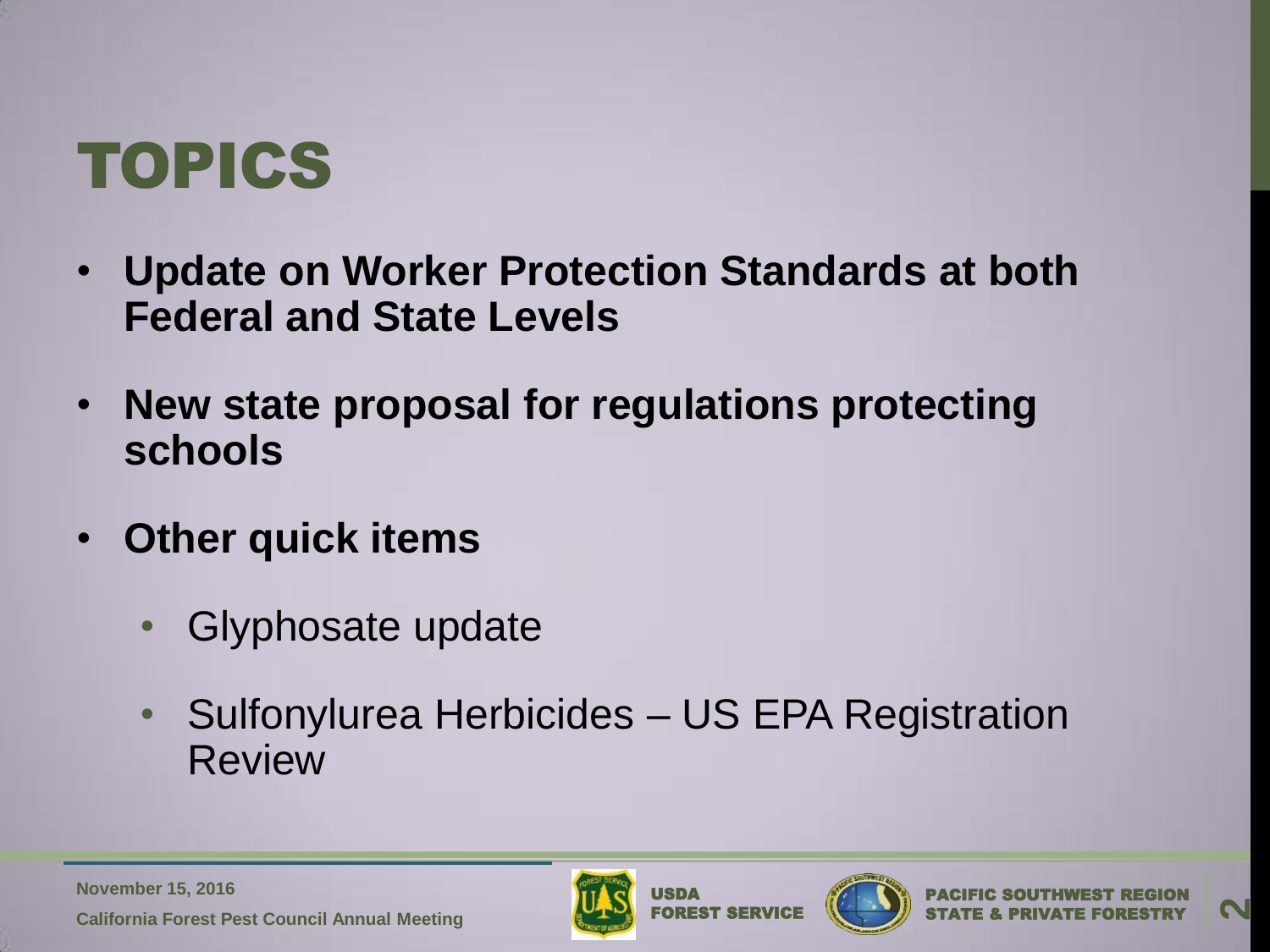# TOPICS

- **Update on Worker Protection Standards at both Federal and State Levels**
- **New state proposal for regulations protecting schools**
- **Other quick items**
  - Glyphosate update
  - Sulfonylurea Herbicides – US EPA Registration Review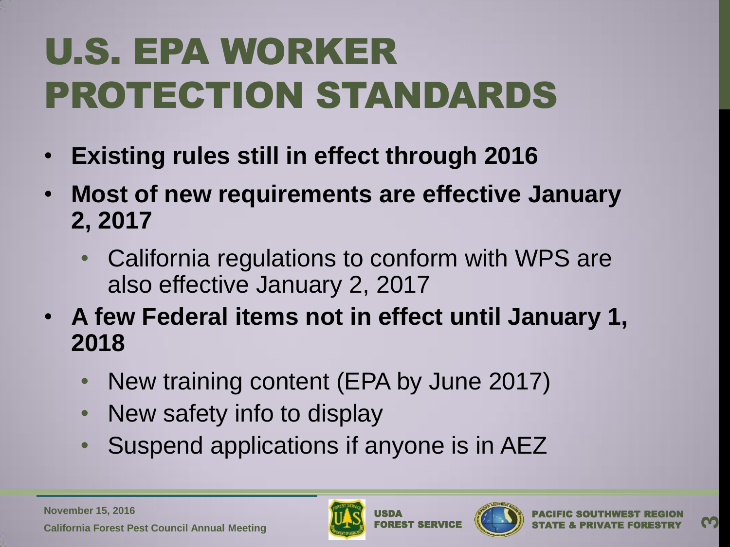# U.S. EPA WORKER PROTECTION STANDARDS

- **Existing rules still in effect through 2016**
- **Most of new requirements are effective January 2, 2017**
  - California regulations to conform with WPS are also effective January 2, 2017
- **A few Federal items not in effect until January 1, 2018**
  - New training content (EPA by June 2017)
  - New safety info to display
  - Suspend applications if anyone is in AEZ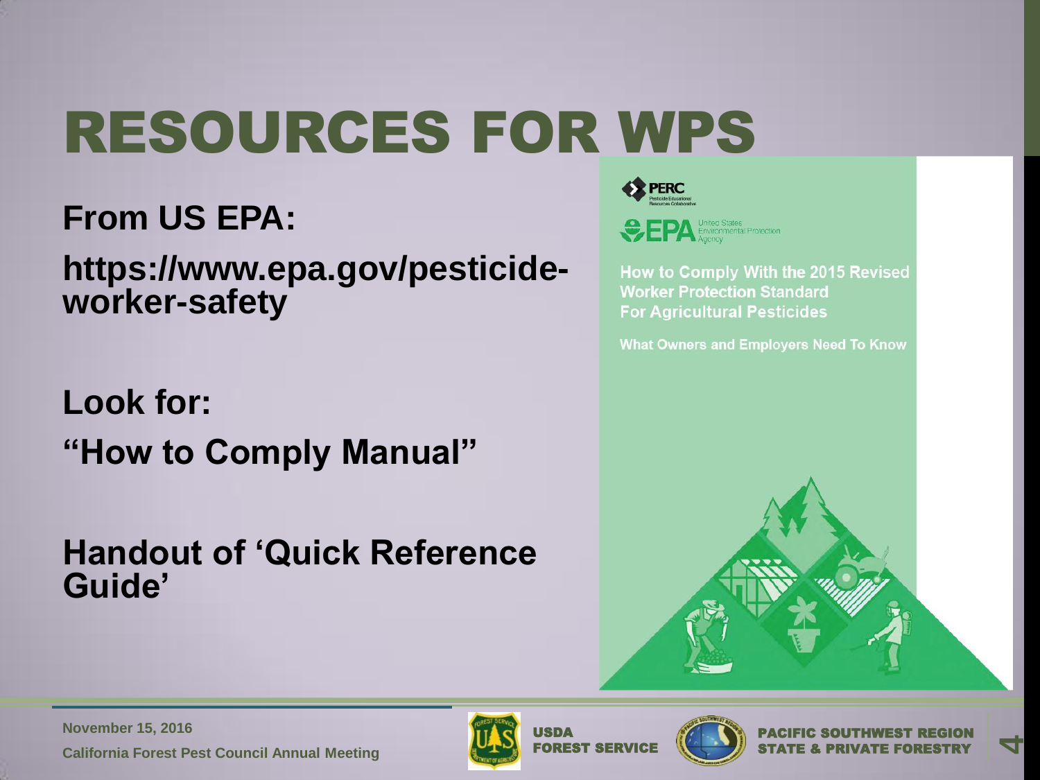# RESOURCES FOR WPS

**From US EPA:**

**https://www.epa.gov/pesticide-worker-safety**

**Look for:**

**"How to Comply Manual"**

**Handout of 'Quick Reference Guide'**

PERC
Pesticide Educational Resources Collaborative

EPA United States Environmental Protection Agency

How to Comply With the 2015 Revised Worker Protection Standard For Agricultural Pesticides

What Owners and Employers Need To Know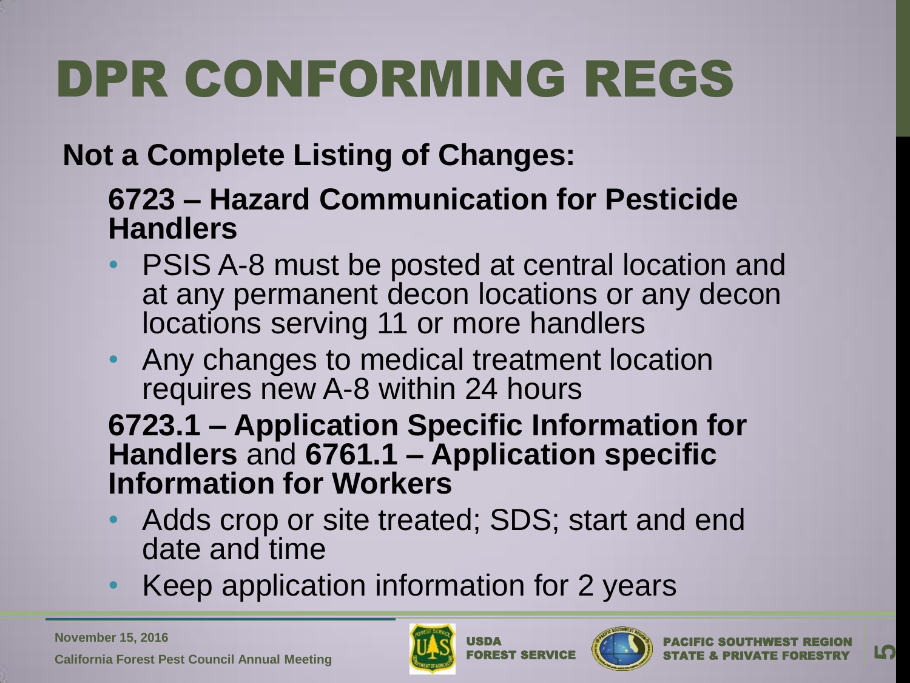# DPR CONFORMING REGS

**Not a Complete Listing of Changes:**

**6723 – Hazard Communication for Pesticide Handlers**

- PSIS A-8 must be posted at central location and at any permanent decon locations or any decon locations serving 11 or more handlers
- Any changes to medical treatment location requires new A-8 within 24 hours

**6723.1 – Application Specific Information for Handlers** and **6761.1 – Application specific Information for Workers**

- Adds crop or site treated; SDS; start and end date and time
- Keep application information for 2 years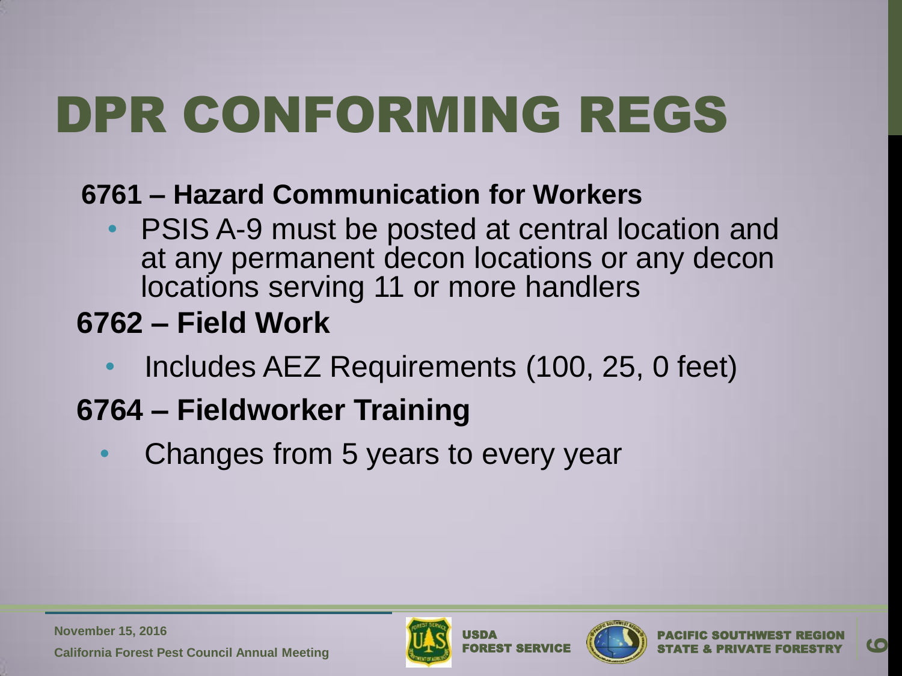# DPR CONFORMING REGS

**6761 – Hazard Communication for Workers**

- PSIS A-9 must be posted at central location and at any permanent decon locations or any decon locations serving 11 or more handlers

**6762 – Field Work**

- Includes AEZ Requirements (100, 25, 0 feet)

**6764 – Fieldworker Training**

- Changes from 5 years to every year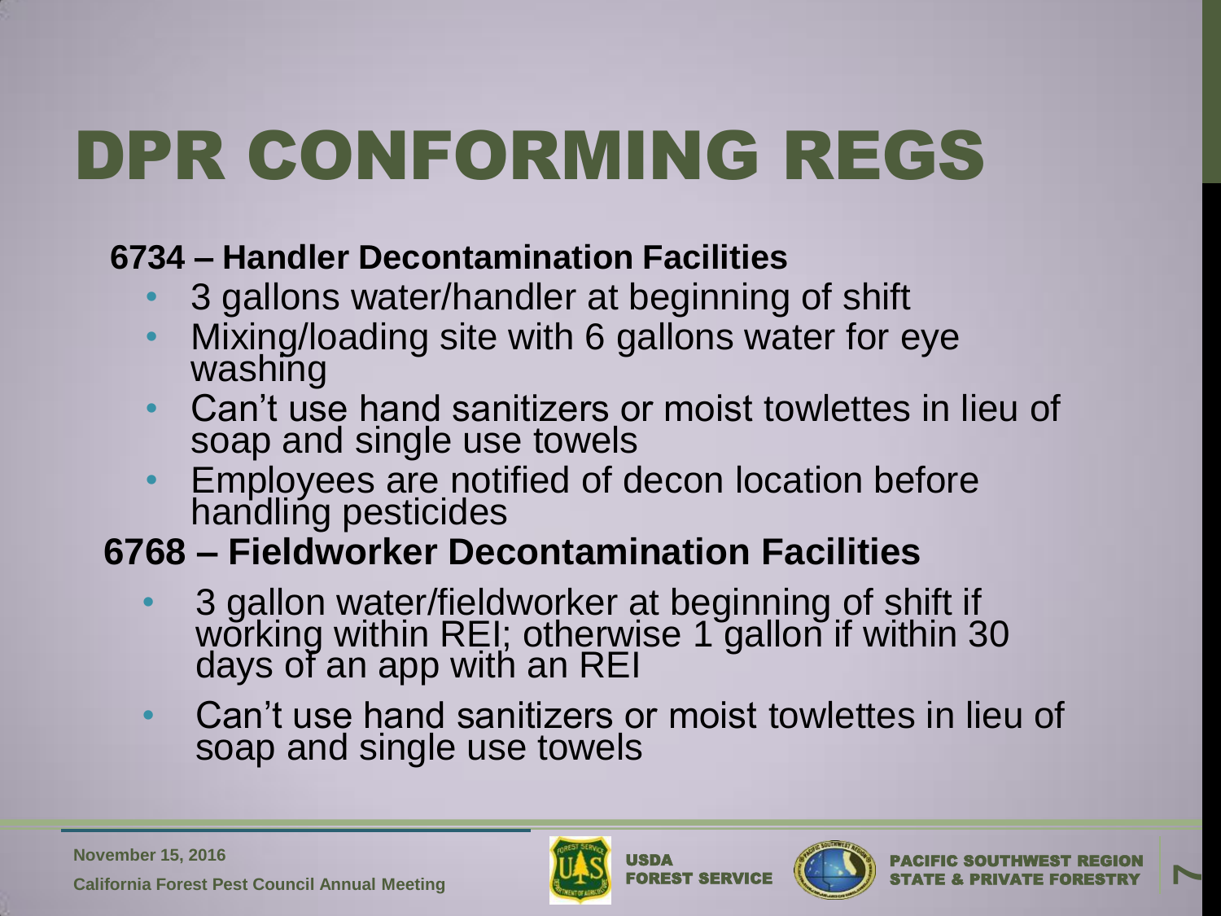# DPR CONFORMING REGS

**6734 – Handler Decontamination Facilities**

- 3 gallons water/handler at beginning of shift
- Mixing/loading site with 6 gallons water for eye washing
- Can't use hand sanitizers or moist towlettes in lieu of soap and single use towels
- Employees are notified of decon location before handling pesticides

**6768 – Fieldworker Decontamination Facilities**

- 3 gallon water/fieldworker at beginning of shift if working within REI; otherwise 1 gallon if within 30 days of an app with an REI
- Can't use hand sanitizers or moist towlettes in lieu of soap and single use towels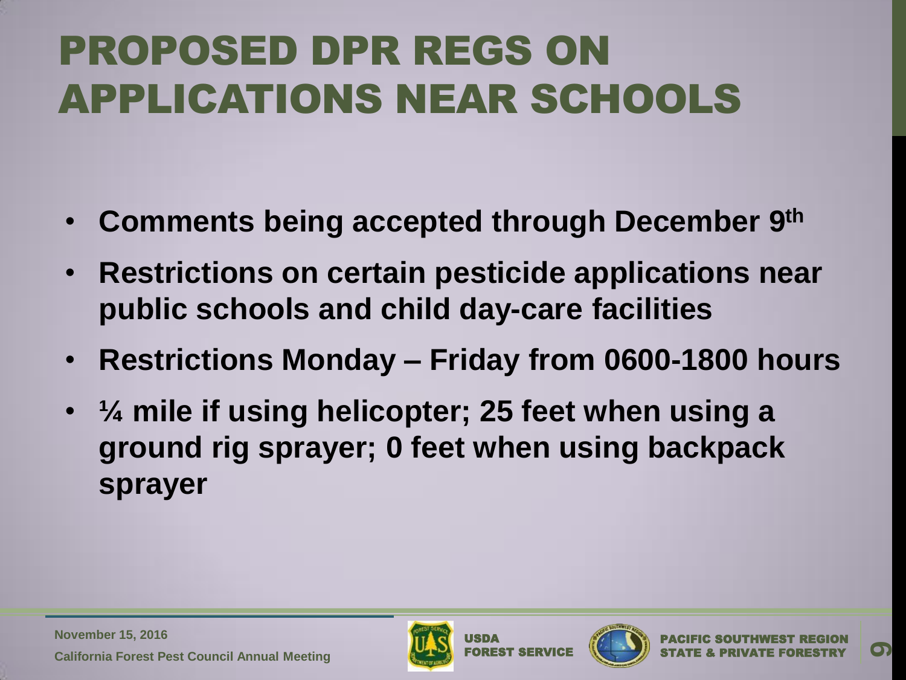# PROPOSED DPR REGS ON APPLICATIONS NEAR SCHOOLS

- **Comments being accepted through December 9th**
- **Restrictions on certain pesticide applications near public schools and child day-care facilities**
- **Restrictions Monday – Friday from 0600-1800 hours**
- **¼ mile if using helicopter; 25 feet when using a ground rig sprayer; 0 feet when using backpack sprayer**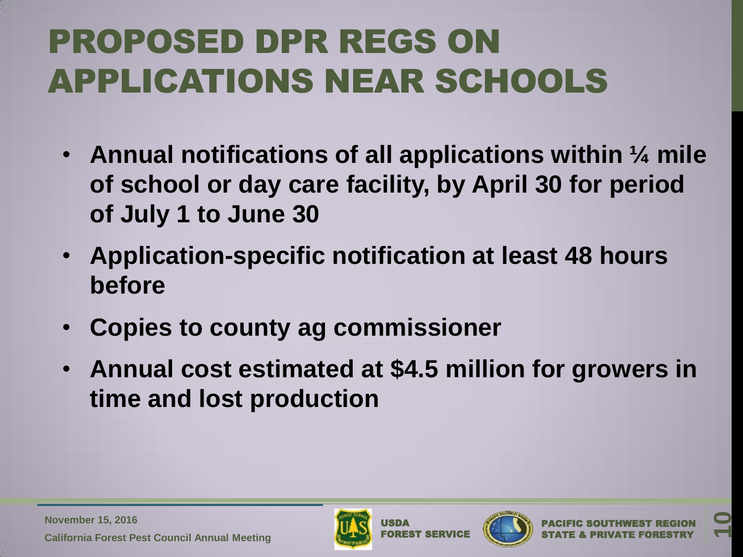# PROPOSED DPR REGS ON APPLICATIONS NEAR SCHOOLS

- **Annual notifications of all applications within ¼ mile of school or day care facility, by April 30 for period of July 1 to June 30**
- **Application-specific notification at least 48 hours before**
- **Copies to county ag commissioner**
- **Annual cost estimated at $4.5 million for growers in time and lost production**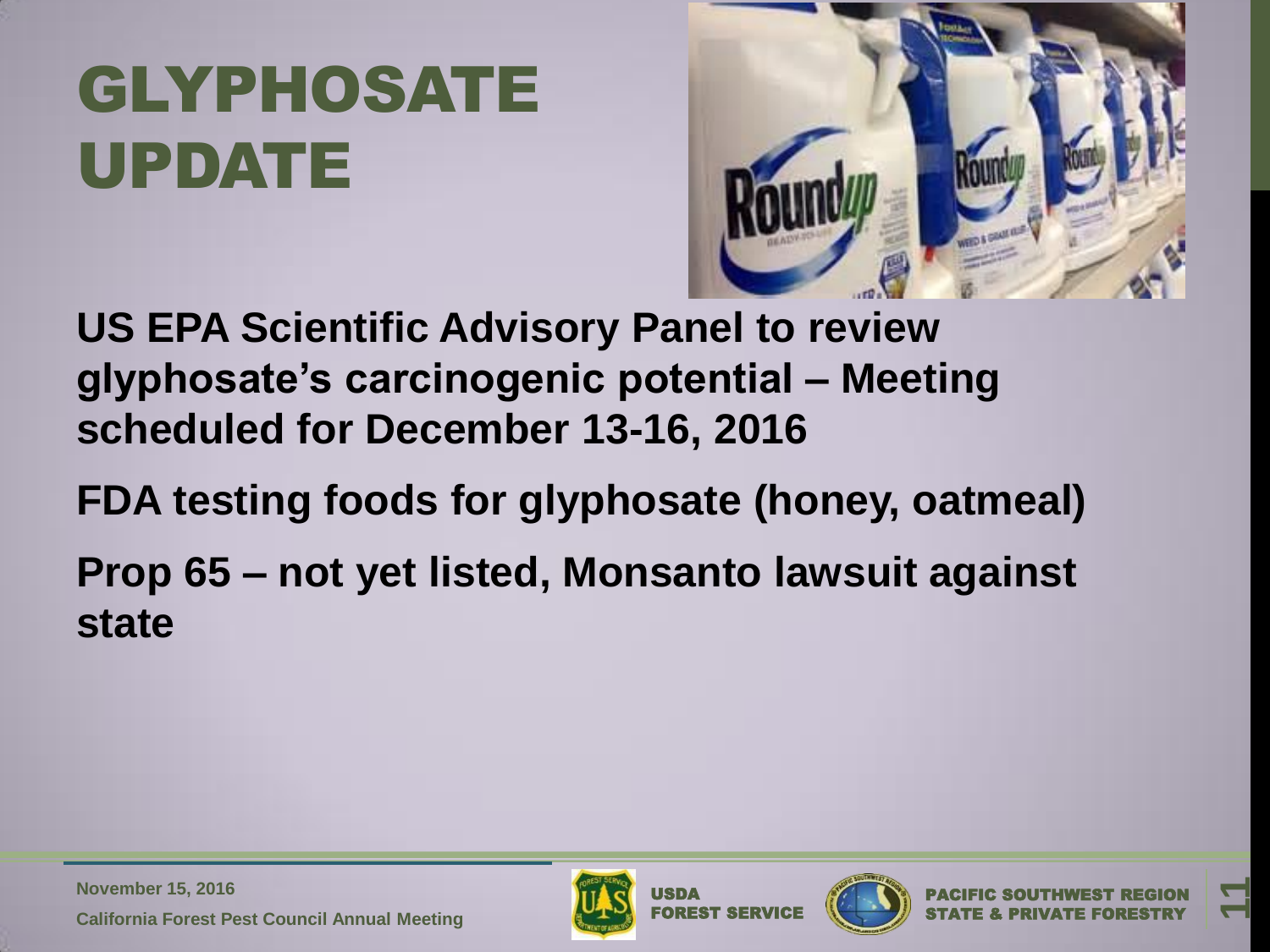# GLYPHOSATE UPDATE

US EPA Scientific Advisory Panel to review glyphosate's carcinogenic potential – Meeting scheduled for December 13-16, 2016

FDA testing foods for glyphosate (honey, oatmeal)

Prop 65 – not yet listed, Monsanto lawsuit against state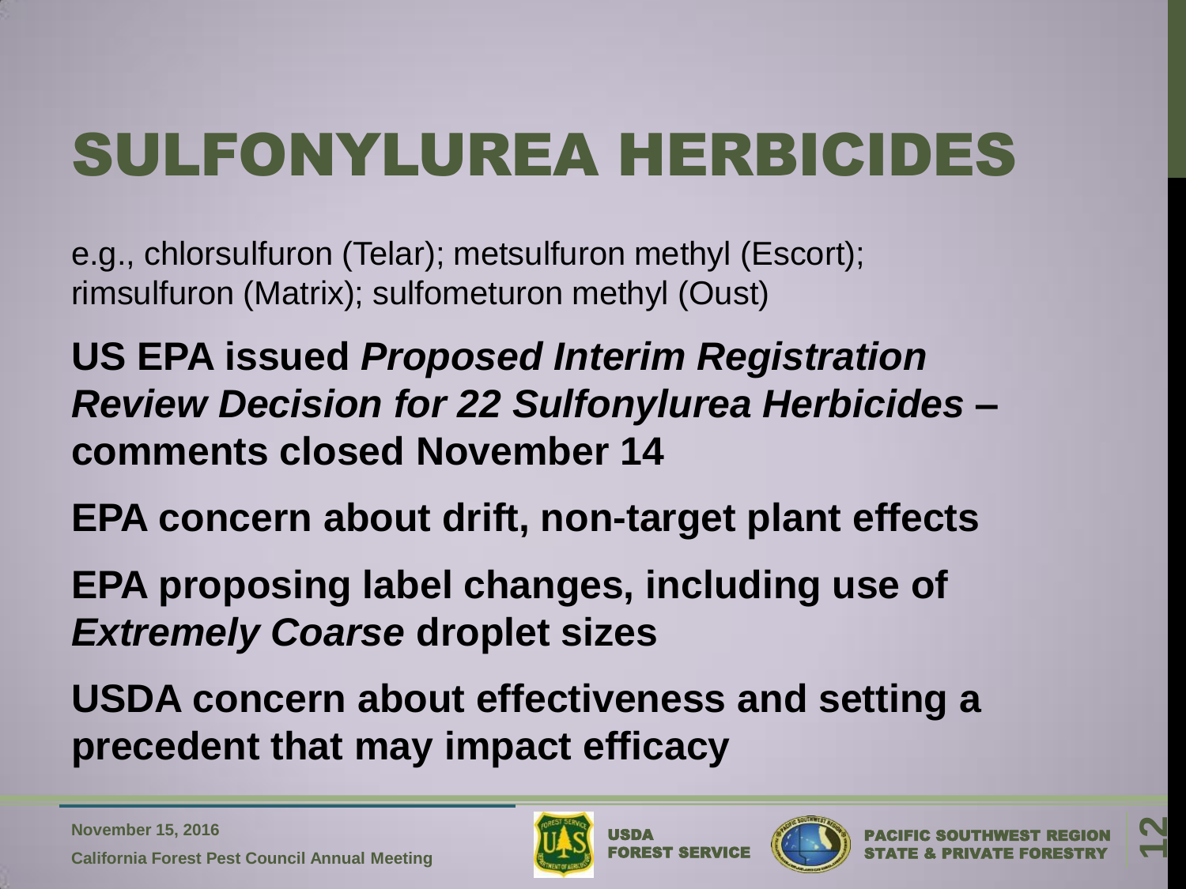# SULFONYLUREA HERBICIDES

e.g., chlorsulfuron (Telar); metsulfuron methyl (Escort); rimsulfuron (Matrix); sulfometuron methyl (Oust)

**US EPA issued *Proposed Interim Registration Review Decision for 22 Sulfonylurea Herbicides* – comments closed November 14**

**EPA concern about drift, non-target plant effects**

**EPA proposing label changes, including use of *Extremely Coarse* droplet sizes**

**USDA concern about effectiveness and setting a precedent that may impact efficacy**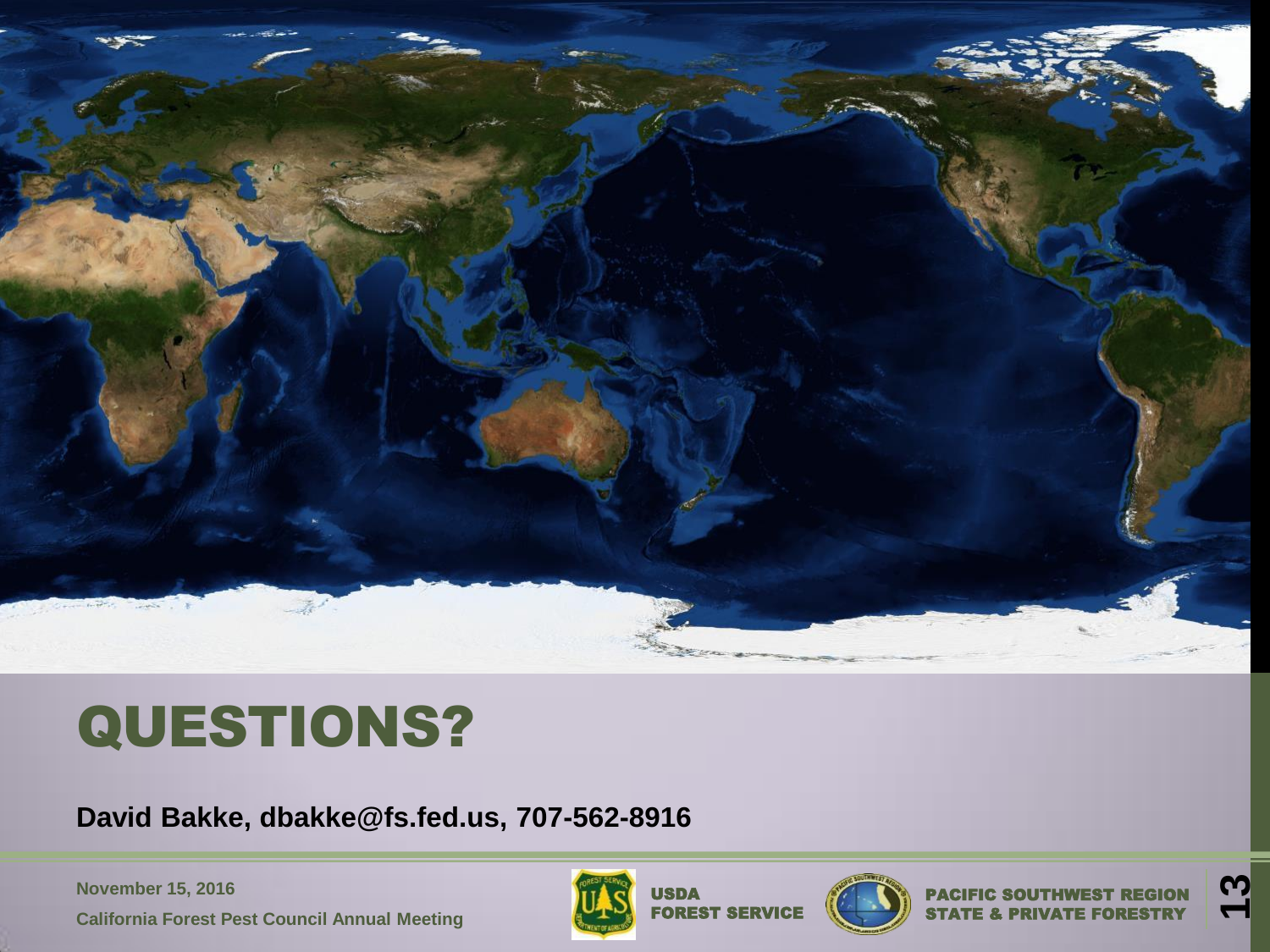# QUESTIONS?

**David Bakke, dbakke@fs.fed.us, 707-562-8916**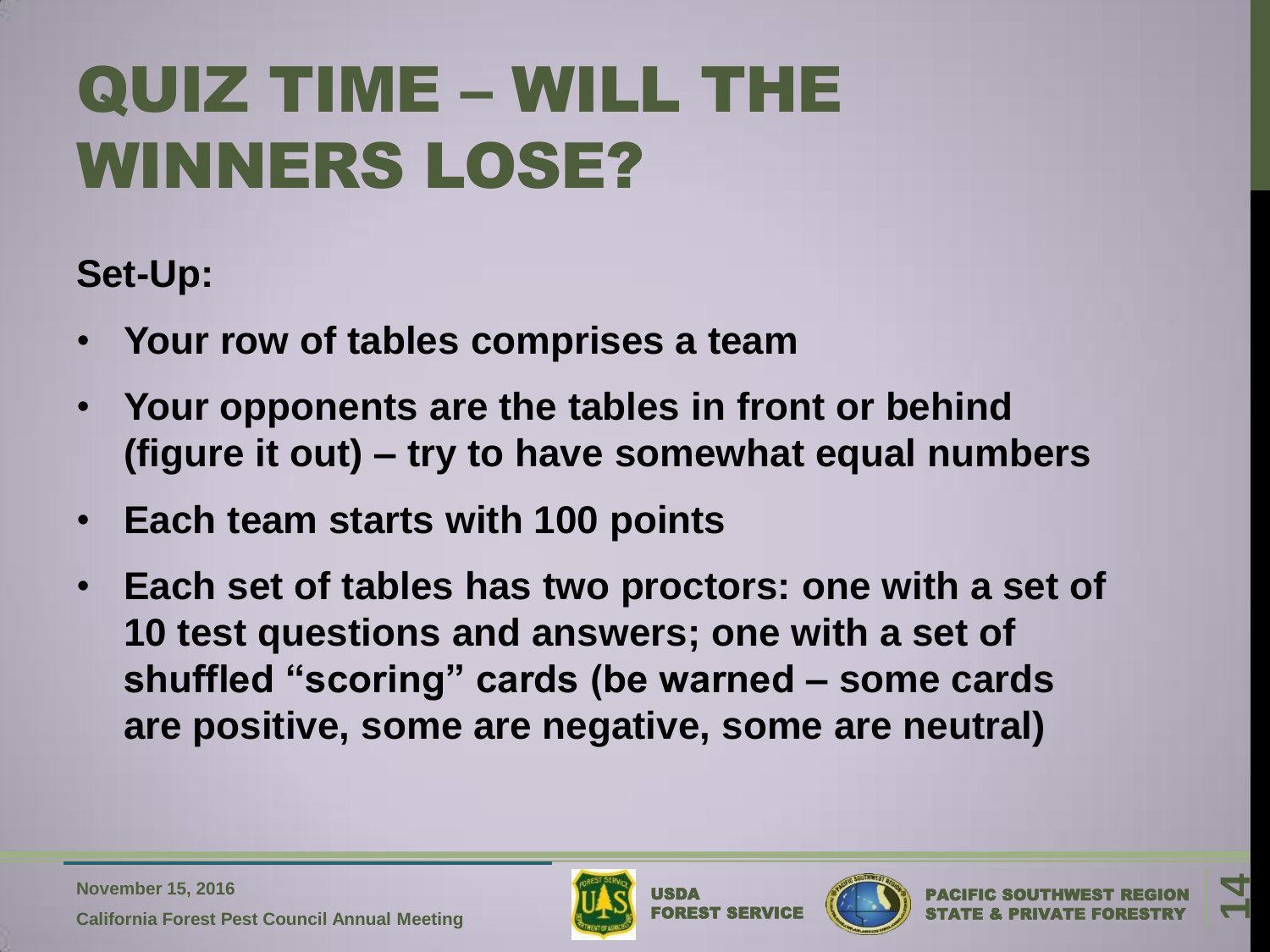# QUIZ TIME – WILL THE WINNERS LOSE?

**Set-Up:**

- **Your row of tables comprises a team**
- **Your opponents are the tables in front or behind (figure it out) – try to have somewhat equal numbers**
- **Each team starts with 100 points**
- **Each set of tables has two proctors: one with a set of 10 test questions and answers; one with a set of shuffled "scoring" cards (be warned – some cards are positive, some are negative, some are neutral)**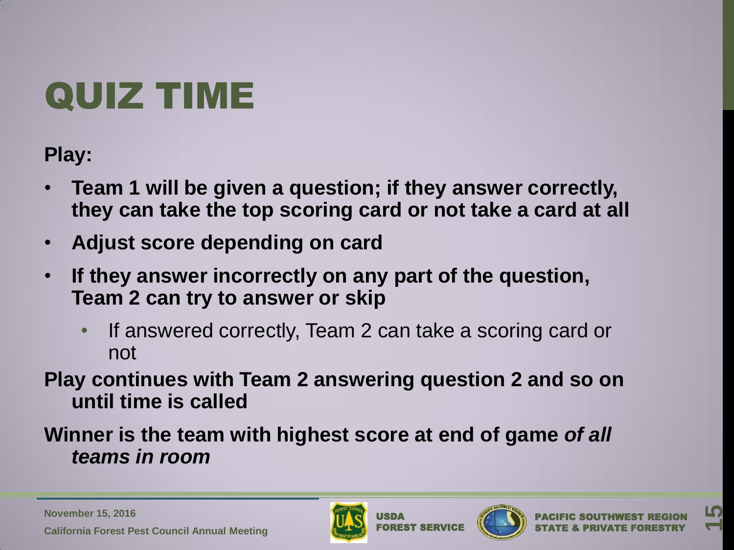# QUIZ TIME

**Play:**

- **Team 1 will be given a question; if they answer correctly, they can take the top scoring card or not take a card at all**
- **Adjust score depending on card**
- **If they answer incorrectly on any part of the question, Team 2 can try to answer or skip**
  - If answered correctly, Team 2 can take a scoring card or not

**Play continues with Team 2 answering question 2 and so on until time is called**

**Winner is the team with highest score at end of game *of all teams in room***